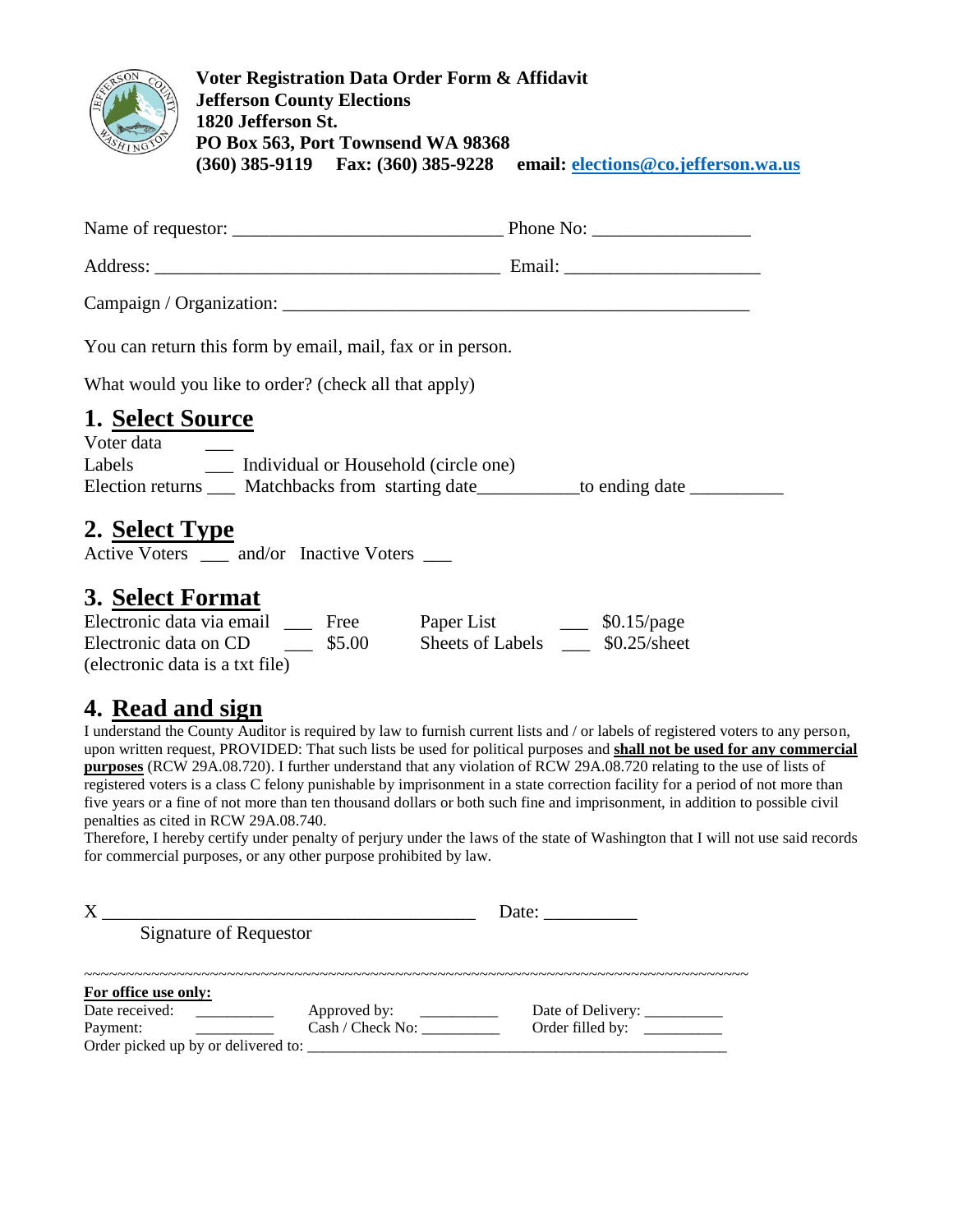**Voter Registration Data Order Form & Affidavit**
**Jefferson County Elections**
**1820 Jefferson St.**
**PO Box 563, Port Townsend WA 98368**
**(360) 385-9119 Fax: (360) 385-9228 email: elections@co.jefferson.wa.us**

Name of requestor: ______________________________ Phone No: ________________

Address: ______________________________________ Email: ____________________

Campaign / Organization: ___________________________________________________

You can return this form by email, mail, fax or in person.

What would you like to order? (check all that apply)

## 1. Select Source

Voter data ___
Labels ___ Individual or Household (circle one)
Election returns ___ Matchbacks from starting date___________to ending date __________

## 2. Select Type

Active Voters ___ and/or Inactive Voters ___

## 3. Select Format

Electronic data via email ___ Free
Electronic data on CD ___ $5.00
(electronic data is a txt file)

Paper List ___ $0.15/page
Sheets of Labels ___ $0.25/sheet

## 4. Read and sign

I understand the County Auditor is required by law to furnish current lists and / or labels of registered voters to any person, upon written request, PROVIDED: That such lists be used for political purposes and **shall not be used for any commercial purposes** (RCW 29A.08.720). I further understand that any violation of RCW 29A.08.720 relating to the use of lists of registered voters is a class C felony punishable by imprisonment in a state correction facility for a period of not more than five years or a fine of not more than ten thousand dollars or both such fine and imprisonment, in addition to possible civil penalties as cited in RCW 29A.08.740.
Therefore, I hereby certify under penalty of perjury under the laws of the state of Washington that I will not use said records for commercial purposes, or any other purpose prohibited by law.

X __________________________________________ Date: __________
Signature of Requestor

~~~~~~~~~~~~~~~~~~~~~~~~~~~~~~~~~~~~~~~~~~~~~~~~~~~~~~~~~~~~~~~~~~~~~~~~~~~~~~~~

**For office use only:**

Date received: __________ Approved by: __________ Date of Delivery: __________
Payment: __________ Cash / Check No: __________ Order filled by: __________
Order picked up by or delivered to: ______________________________________________________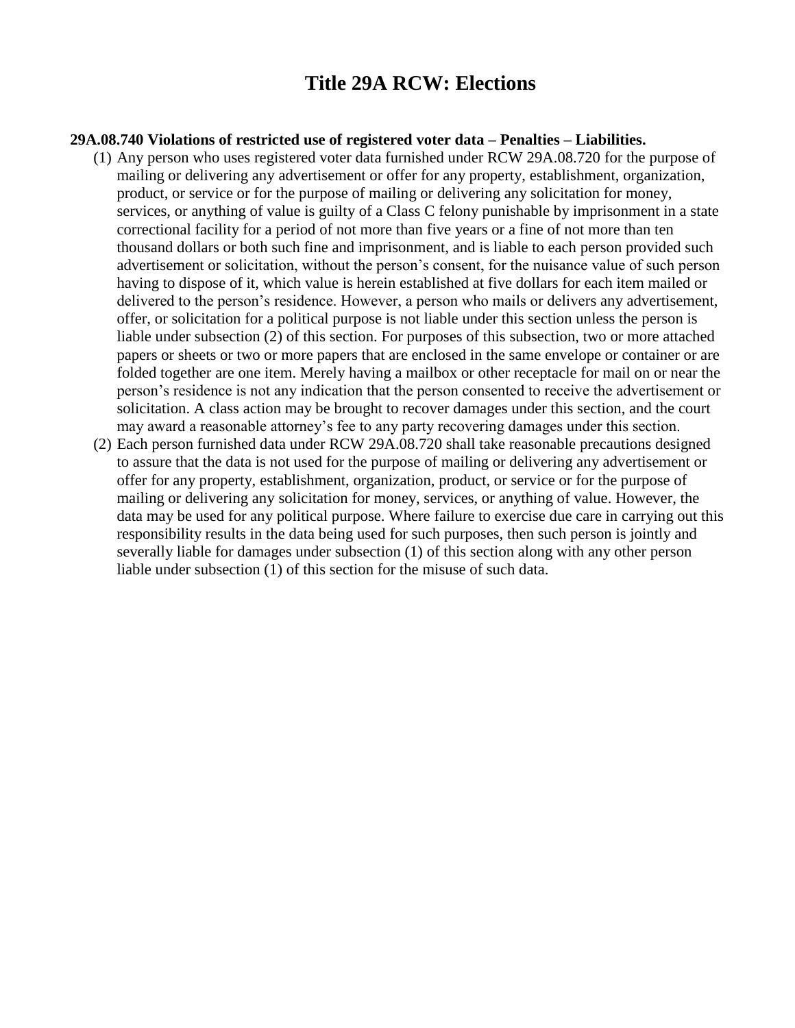# Title 29A RCW: Elections

**29A.08.740 Violations of restricted use of registered voter data – Penalties – Liabilities.**

(1) Any person who uses registered voter data furnished under RCW 29A.08.720 for the purpose of mailing or delivering any advertisement or offer for any property, establishment, organization, product, or service or for the purpose of mailing or delivering any solicitation for money, services, or anything of value is guilty of a Class C felony punishable by imprisonment in a state correctional facility for a period of not more than five years or a fine of not more than ten thousand dollars or both such fine and imprisonment, and is liable to each person provided such advertisement or solicitation, without the person's consent, for the nuisance value of such person having to dispose of it, which value is herein established at five dollars for each item mailed or delivered to the person's residence. However, a person who mails or delivers any advertisement, offer, or solicitation for a political purpose is not liable under this section unless the person is liable under subsection (2) of this section. For purposes of this subsection, two or more attached papers or sheets or two or more papers that are enclosed in the same envelope or container or are folded together are one item. Merely having a mailbox or other receptacle for mail on or near the person's residence is not any indication that the person consented to receive the advertisement or solicitation. A class action may be brought to recover damages under this section, and the court may award a reasonable attorney's fee to any party recovering damages under this section.

(2) Each person furnished data under RCW 29A.08.720 shall take reasonable precautions designed to assure that the data is not used for the purpose of mailing or delivering any advertisement or offer for any property, establishment, organization, product, or service or for the purpose of mailing or delivering any solicitation for money, services, or anything of value. However, the data may be used for any political purpose. Where failure to exercise due care in carrying out this responsibility results in the data being used for such purposes, then such person is jointly and severally liable for damages under subsection (1) of this section along with any other person liable under subsection (1) of this section for the misuse of such data.